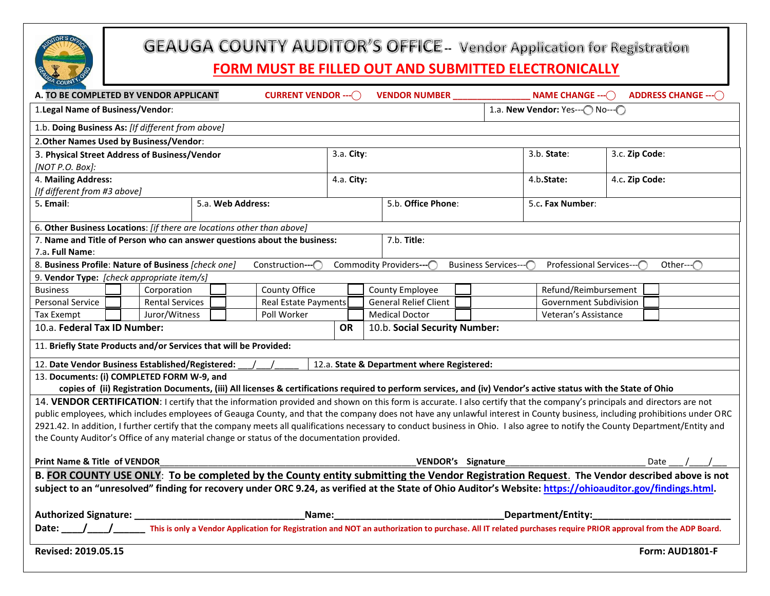# GEAUGA COUNTY AUDITOR'S OFFICE -- Vendor Application for Registration

**FORM MUST BE FILLED OUT AND SUBMITTED ELECTRONICALLY**

**A. TO BE COMPLETED BY VENDOR APPLICANT** CURRENT VENDOR ---◯ VENDOR NUMBER _______________ NAME CHANGE ---◯ ADDRESS CHANGE ---◯

| | | | |
|---|---|---|---|
| 1.**Legal Name of Business/Vendor**: | | | 1.a. **New Vendor:** Yes---◯ No---◯ |
| 1.b. **Doing Business As:** *[If different from above]* | | | |
| 2.**Other Names Used by Business/Vendor**: | | | |
| 3. **Physical Street Address of Business/Vendor** *[NOT P.O. Box]:* | 3.a. **City**: | 3.b. **State**: | 3.c. **Zip Code**: |
| 4. **Mailing Address:** *[If different from #3 above]* | 4.a. **City:** | 4.b.**State:** | 4.c. **Zip Code:** |

| | | | |
|---|---|---|---|
| 5. **Email**: | 5.a. **Web Address:** | 5.b. **Office Phone**: | 5.c. **Fax Number**: |

6. **Other Business Locations**: *[if there are locations other than above]*

| | |
|---|---|
| 7. **Name and Title of Person who can answer questions about the business:** 7.a. **Full Name**: | 7.b. **Title**: |

8. **Business Profile**: **Nature of Business** *[check one]* Construction---◯ Commodity Providers---◯ Business Services---◯ Professional Services---◯ Other---◯

9. **Vendor Type:** *[check appropriate item/s]*

| | | | | | | | | | |
|---|---|---|---|---|---|---|---|---|---|
| Business | ☐ | Corporation | ☐ | County Office | ☐ | County Employee | ☐ | Refund/Reimbursement | ☐ |
| Personal Service | ☐ | Rental Services | ☐ | Real Estate Payments | ☐ | General Relief Client | ☐ | Government Subdivision | ☐ |
| Tax Exempt | ☐ | Juror/Witness | ☐ | Poll Worker | ☐ | Medical Doctor | ☐ | Veteran's Assistance | ☐ |

| | | |
|---|---|---|
| 10.a. **Federal Tax ID Number:** | **OR** | 10.b. **Social Security Number:** |

11. **Briefly State Products and/or Services that will be Provided:**

| | |
|---|---|
| 12. **Date Vendor Business Established/Registered:** ___/___/_____ | 12.a. **State & Department where Registered:** |

13. **Documents: (i) COMPLETED FORM W-9, and copies of (ii) Registration Documents, (iii) All licenses & certifications required to perform services, and (iv) Vendor's active status with the State of Ohio**

14. **VENDOR CERTIFICATION**: I certify that the information provided and shown on this form is accurate. I also certify that the company's principals and directors are not public employees, which includes employees of Geauga County, and that the company does not have any unlawful interest in County business, including prohibitions under ORC 2921.42. In addition, I further certify that the company meets all qualifications necessary to conduct business in Ohio. I also agree to notify the County Department/Entity and the County Auditor's Office of any material change or status of the documentation provided.

**Print Name & Title of VENDOR**_______________________________________________**VENDOR's Signature**___________________________ Date ___ /____/___

**B. FOR COUNTY USE ONLY**: **To be completed by the County entity submitting the Vendor Registration Request**. **The Vendor described above is not subject to an "unresolved" finding for recovery under ORC 9.24, as verified at the State of Ohio Auditor's Website: https://ohioauditor.gov/findings.html.**

**Authorized Signature:** ______________________________**Name:**______________________________**Department/Entity:**________________________

**Date:** ____/____/______ This is only a Vendor Application for Registration and NOT an authorization to purchase. All IT related purchases require PRIOR approval from the ADP Board.

**Revised: 2019.05.15** **Form: AUD1801-F**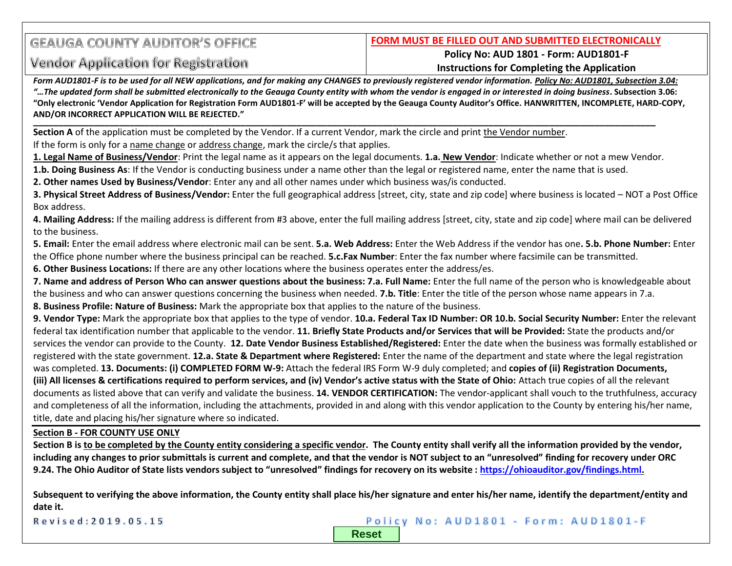# GEAUGA COUNTY AUDITOR'S OFFICE

## Vendor Application for Registration

**FORM MUST BE FILLED OUT AND SUBMITTED ELECTRONICALLY**

**Policy No: AUD 1801 - Form: AUD1801-F**

**Instructions for Completing the Application**

***Form AUD1801-F is to be used for all NEW applications, and for making any CHANGES to previously registered vendor information. Policy No: AUD1801, Subsection 3.04: "…The updated form shall be submitted electronically to the Geauga County entity with whom the vendor is engaged in or interested in doing business*. Subsection 3.06: "Only electronic 'Vendor Application for Registration Form AUD1801-F' will be accepted by the Geauga County Auditor's Office. HANWRITTEN, INCOMPLETE, HARD-COPY, AND/OR INCORRECT APPLICATION WILL BE REJECTED."**

---

**Section A** of the application must be completed by the Vendor. If a current Vendor, mark the circle and print the Vendor number.

If the form is only for a name change or address change, mark the circle/s that applies.

**1. Legal Name of Business/Vendor**: Print the legal name as it appears on the legal documents. **1.a. New Vendor**: Indicate whether or not a mew Vendor.

**1.b. Doing Business As**: If the Vendor is conducting business under a name other than the legal or registered name, enter the name that is used.

**2. Other names Used by Business/Vendor**: Enter any and all other names under which business was/is conducted.

**3. Physical Street Address of Business/Vendor:** Enter the full geographical address [street, city, state and zip code] where business is located – NOT a Post Office Box address.

**4. Mailing Address:** If the mailing address is different from #3 above, enter the full mailing address [street, city, state and zip code] where mail can be delivered to the business.

**5. Email:** Enter the email address where electronic mail can be sent. **5.a. Web Address:** Enter the Web Address if the vendor has one**. 5.b. Phone Number:** Enter the Office phone number where the business principal can be reached. **5.c.Fax Number**: Enter the fax number where facsimile can be transmitted.

**6. Other Business Locations:** If there are any other locations where the business operates enter the address/es.

**7. Name and address of Person Who can answer questions about the business: 7.a. Full Name:** Enter the full name of the person who is knowledgeable about the business and who can answer questions concerning the business when needed. **7.b. Title**: Enter the title of the person whose name appears in 7.a.

**8. Business Profile: Nature of Business:** Mark the appropriate box that applies to the nature of the business.

**9. Vendor Type:** Mark the appropriate box that applies to the type of vendor. **10.a. Federal Tax ID Number: OR 10.b. Social Security Number:** Enter the relevant federal tax identification number that applicable to the vendor. **11. Briefly State Products and/or Services that will be Provided:** State the products and/or services the vendor can provide to the County. **12. Date Vendor Business Established/Registered:** Enter the date when the business was formally established or registered with the state government. **12.a. State & Department where Registered:** Enter the name of the department and state where the legal registration was completed. **13. Documents: (i) COMPLETED FORM W-9:** Attach the federal IRS Form W-9 duly completed; and **copies of (ii) Registration Documents, (iii) All licenses & certifications required to perform services, and (iv) Vendor's active status with the State of Ohio:** Attach true copies of all the relevant documents as listed above that can verify and validate the business. **14. VENDOR CERTIFICATION:** The vendor-applicant shall vouch to the truthfulness, accuracy and completeness of all the information, including the attachments, provided in and along with this vendor application to the County by entering his/her name, title, date and placing his/her signature where so indicated.

---

**Section B - FOR COUNTY USE ONLY**

**Section B is to be completed by the County entity considering a specific vendor. The County entity shall verify all the information provided by the vendor, including any changes to prior submittals is current and complete, and that the vendor is NOT subject to an "unresolved" finding for recovery under ORC 9.24. The Ohio Auditor of State lists vendors subject to "unresolved" findings for recovery on its website : https://ohioauditor.gov/findings.html.**

**Subsequent to verifying the above information, the County entity shall place his/her signature and enter his/her name, identify the department/entity and date it.**

Revised:2019.05.15

Policy No: AUD1801 - Form: AUD1801-F

Reset